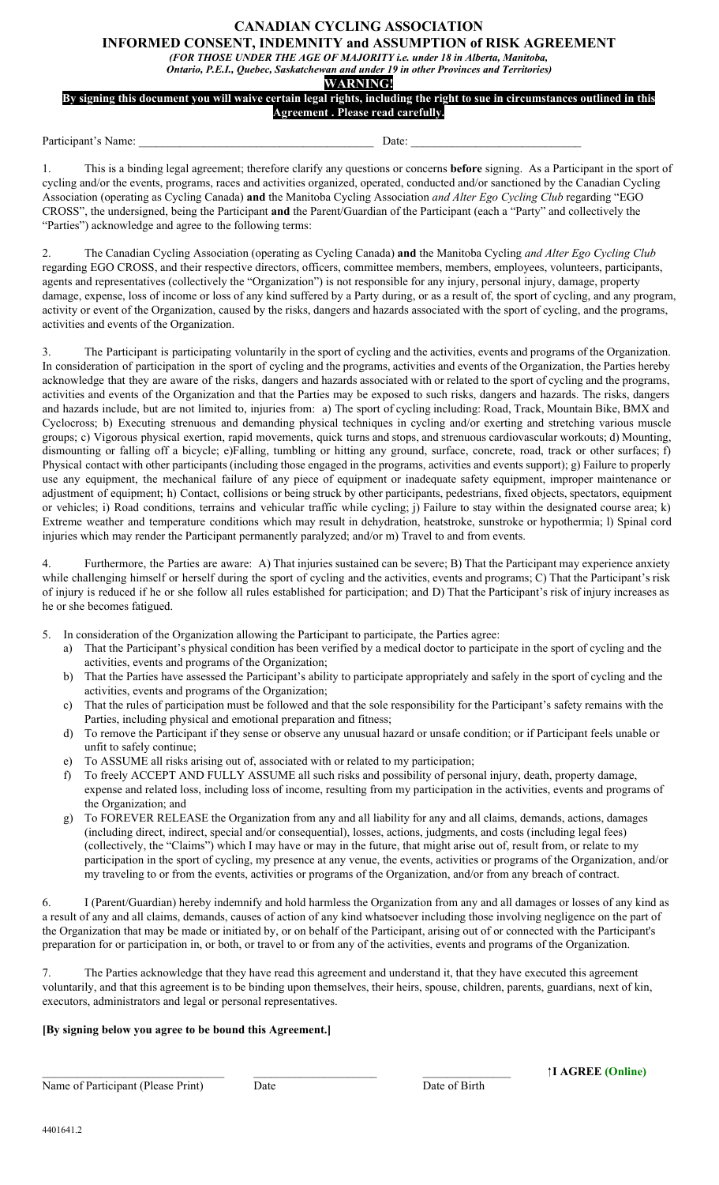# CANADIAN CYCLING ASSOCIATION

## INFORMED CONSENT, INDEMNITY and ASSUMPTION of RISK AGREEMENT

*(FOR THOSE UNDER THE AGE OF MAJORITY i.e. under 18 in Alberta, Manitoba, Ontario, P.E.I., Quebec, Saskatchewan and under 19 in other Provinces and Territories)*

**WARNING!**

**By signing this document you will waive certain legal rights, including the right to sue in circumstances outlined in this Agreement . Please read carefully.**

Participant's Name: ________________________________________ Date: ____________________________

1. This is a binding legal agreement; therefore clarify any questions or concerns **before** signing. As a Participant in the sport of cycling and/or the events, programs, races and activities organized, operated, conducted and/or sanctioned by the Canadian Cycling Association (operating as Cycling Canada) **and** the Manitoba Cycling Association *and Alter Ego Cycling Club* regarding "EGO CROSS", the undersigned, being the Participant **and** the Parent/Guardian of the Participant (each a "Party" and collectively the "Parties") acknowledge and agree to the following terms:

2. The Canadian Cycling Association (operating as Cycling Canada) **and** the Manitoba Cycling *and Alter Ego Cycling Club* regarding EGO CROSS, and their respective directors, officers, committee members, members, employees, volunteers, participants, agents and representatives (collectively the "Organization") is not responsible for any injury, personal injury, damage, property damage, expense, loss of income or loss of any kind suffered by a Party during, or as a result of, the sport of cycling, and any program, activity or event of the Organization, caused by the risks, dangers and hazards associated with the sport of cycling, and the programs, activities and events of the Organization.

3. The Participant is participating voluntarily in the sport of cycling and the activities, events and programs of the Organization. In consideration of participation in the sport of cycling and the programs, activities and events of the Organization, the Parties hereby acknowledge that they are aware of the risks, dangers and hazards associated with or related to the sport of cycling and the programs, activities and events of the Organization and that the Parties may be exposed to such risks, dangers and hazards. The risks, dangers and hazards include, but are not limited to, injuries from: a) The sport of cycling including: Road, Track, Mountain Bike, BMX and Cyclocross; b) Executing strenuous and demanding physical techniques in cycling and/or exerting and stretching various muscle groups; c) Vigorous physical exertion, rapid movements, quick turns and stops, and strenuous cardiovascular workouts; d) Mounting, dismounting or falling off a bicycle; e)Falling, tumbling or hitting any ground, surface, concrete, road, track or other surfaces; f) Physical contact with other participants (including those engaged in the programs, activities and events support); g) Failure to properly use any equipment, the mechanical failure of any piece of equipment or inadequate safety equipment, improper maintenance or adjustment of equipment; h) Contact, collisions or being struck by other participants, pedestrians, fixed objects, spectators, equipment or vehicles; i) Road conditions, terrains and vehicular traffic while cycling; j) Failure to stay within the designated course area; k) Extreme weather and temperature conditions which may result in dehydration, heatstroke, sunstroke or hypothermia; l) Spinal cord injuries which may render the Participant permanently paralyzed; and/or m) Travel to and from events.

4. Furthermore, the Parties are aware: A) That injuries sustained can be severe; B) That the Participant may experience anxiety while challenging himself or herself during the sport of cycling and the activities, events and programs; C) That the Participant's risk of injury is reduced if he or she follow all rules established for participation; and D) That the Participant's risk of injury increases as he or she becomes fatigued.

5. In consideration of the Organization allowing the Participant to participate, the Parties agree:
   a) That the Participant's physical condition has been verified by a medical doctor to participate in the sport of cycling and the activities, events and programs of the Organization;
   b) That the Parties have assessed the Participant's ability to participate appropriately and safely in the sport of cycling and the activities, events and programs of the Organization;
   c) That the rules of participation must be followed and that the sole responsibility for the Participant's safety remains with the Parties, including physical and emotional preparation and fitness;
   d) To remove the Participant if they sense or observe any unusual hazard or unsafe condition; or if Participant feels unable or unfit to safely continue;
   e) To ASSUME all risks arising out of, associated with or related to my participation;
   f) To freely ACCEPT AND FULLY ASSUME all such risks and possibility of personal injury, death, property damage, expense and related loss, including loss of income, resulting from my participation in the activities, events and programs of the Organization; and
   g) To FOREVER RELEASE the Organization from any and all liability for any and all claims, demands, actions, damages (including direct, indirect, special and/or consequential), losses, actions, judgments, and costs (including legal fees) (collectively, the "Claims") which I may have or may in the future, that might arise out of, result from, or relate to my participation in the sport of cycling, my presence at any venue, the events, activities or programs of the Organization, and/or my traveling to or from the events, activities or programs of the Organization, and/or from any breach of contract.

6. I (Parent/Guardian) hereby indemnify and hold harmless the Organization from any and all damages or losses of any kind as a result of any and all claims, demands, causes of action of any kind whatsoever including those involving negligence on the part of the Organization that may be made or initiated by, or on behalf of the Participant, arising out of or connected with the Participant's preparation for or participation in, or both, or travel to or from any of the activities, events and programs of the Organization.

7. The Parties acknowledge that they have read this agreement and understand it, that they have executed this agreement voluntarily, and that this agreement is to be binding upon themselves, their heirs, spouse, children, parents, guardians, next of kin, executors, administrators and legal or personal representatives.

**[By signing below you agree to be bound this Agreement.]**

________________________________ ______________________ _______________ **↑I AGREE (Online)**

Name of Participant (Please Print) Date Date of Birth

4401641.2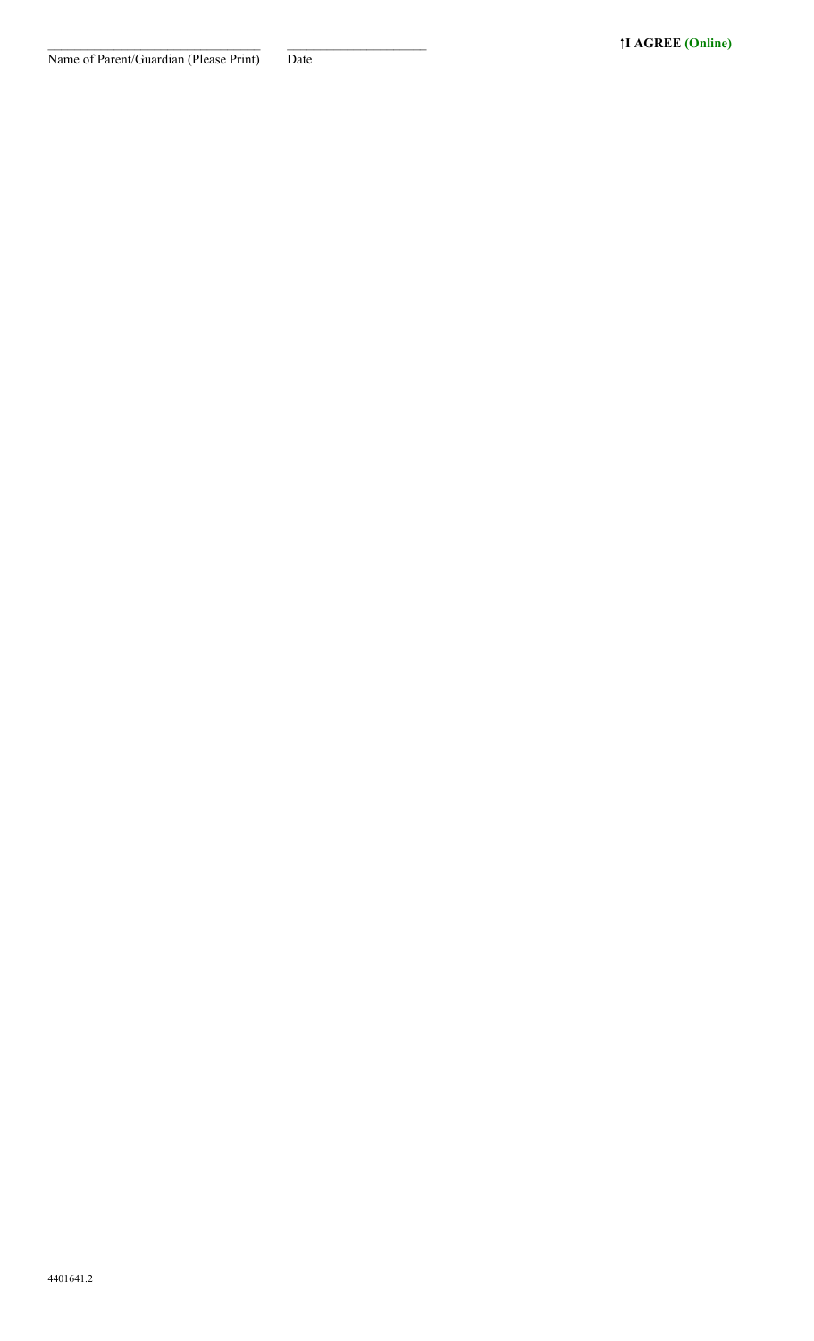\_\_\_\_\_\_\_\_\_\_\_\_\_\_\_\_\_\_\_\_\_\_\_\_\_\_\_\_\_\_\_\_ \_\_\_\_\_\_\_\_\_\_\_\_\_\_\_\_\_\_\_\_\_
Name of Parent/Guardian (Please Print) Date

**↑I AGREE (Online)**

4401641.2